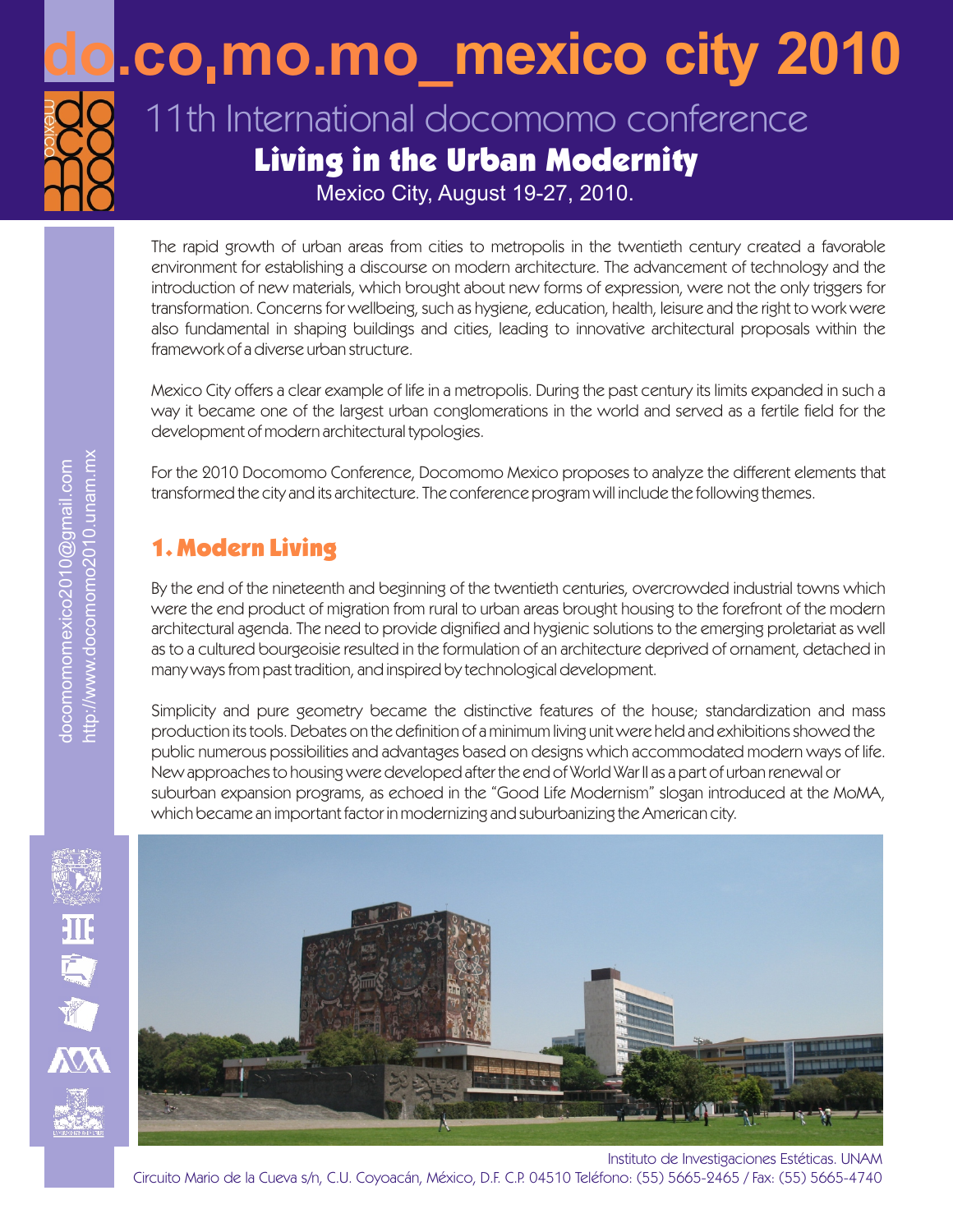# do.co,mo.mo_mexico city 2010

## 11th International docomomo conference

### Living in the Urban Modernity

Mexico City, August 19-27, 2010.

docomomomexico2010@gmail.com
http://www.docomomo2010.unam.mx

The rapid growth of urban areas from cities to metropolis in the twentieth century created a favorable environment for establishing a discourse on modern architecture. The advancement of technology and the introduction of new materials, which brought about new forms of expression, were not the only triggers for transformation. Concerns for wellbeing, such as hygiene, education, health, leisure and the right to work were also fundamental in shaping buildings and cities, leading to innovative architectural proposals within the framework of a diverse urban structure.

Mexico City offers a clear example of life in a metropolis. During the past century its limits expanded in such a way it became one of the largest urban conglomerations in the world and served as a fertile field for the development of modern architectural typologies.

For the 2010 Docomomo Conference, Docomomo Mexico proposes to analyze the different elements that transformed the city and its architecture. The conference program will include the following themes.

## 1. Modern Living

By the end of the nineteenth and beginning of the twentieth centuries, overcrowded industrial towns which were the end product of migration from rural to urban areas brought housing to the forefront of the modern architectural agenda. The need to provide dignified and hygienic solutions to the emerging proletariat as well as to a cultured bourgeoisie resulted in the formulation of an architecture deprived of ornament, detached in many ways from past tradition, and inspired by technological development.

Simplicity and pure geometry became the distinctive features of the house; standardization and mass production its tools. Debates on the definition of a minimum living unit were held and exhibitions showed the public numerous possibilities and advantages based on designs which accommodated modern ways of life. New approaches to housing were developed after the end of World War II as a part of urban renewal or suburban expansion programs, as echoed in the "Good Life Modernism" slogan introduced at the MoMA, which became an important factor in modernizing and suburbanizing the American city.

Instituto de Investigaciones Estéticas. UNAM
Circuito Mario de la Cueva s/n, C.U. Coyoacán, México, D.F. C.P. 04510 Teléfono: (55) 5665-2465 / Fax: (55) 5665-4740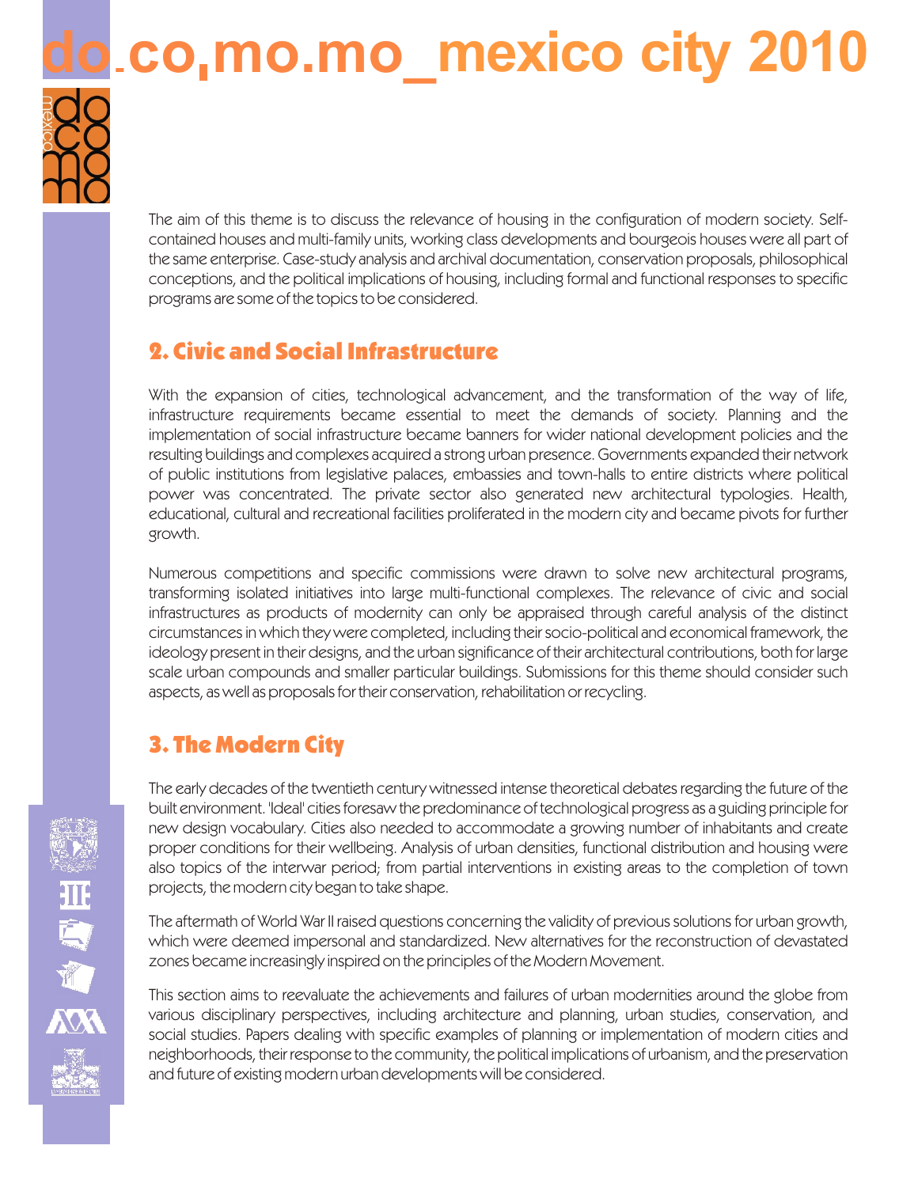The aim of this theme is to discuss the relevance of housing in the configuration of modern society. Self-contained houses and multi-family units, working class developments and bourgeois houses were all part of the same enterprise. Case-study analysis and archival documentation, conservation proposals, philosophical conceptions, and the political implications of housing, including formal and functional responses to specific programs are some of the topics to be considered.

## 2. Civic and Social Infrastructure

With the expansion of cities, technological advancement, and the transformation of the way of life, infrastructure requirements became essential to meet the demands of society. Planning and the implementation of social infrastructure became banners for wider national development policies and the resulting buildings and complexes acquired a strong urban presence. Governments expanded their network of public institutions from legislative palaces, embassies and town-halls to entire districts where political power was concentrated. The private sector also generated new architectural typologies. Health, educational, cultural and recreational facilities proliferated in the modern city and became pivots for further growth.

Numerous competitions and specific commissions were drawn to solve new architectural programs, transforming isolated initiatives into large multi-functional complexes. The relevance of civic and social infrastructures as products of modernity can only be appraised through careful analysis of the distinct circumstances in which they were completed, including their socio-political and economical framework, the ideology present in their designs, and the urban significance of their architectural contributions, both for large scale urban compounds and smaller particular buildings. Submissions for this theme should consider such aspects, as well as proposals for their conservation, rehabilitation or recycling.

## 3. The Modern City

The early decades of the twentieth century witnessed intense theoretical debates regarding the future of the built environment. 'Ideal' cities foresaw the predominance of technological progress as a guiding principle for new design vocabulary. Cities also needed to accommodate a growing number of inhabitants and create proper conditions for their wellbeing. Analysis of urban densities, functional distribution and housing were also topics of the interwar period; from partial interventions in existing areas to the completion of town projects, the modern city began to take shape.

The aftermath of World War II raised questions concerning the validity of previous solutions for urban growth, which were deemed impersonal and standardized. New alternatives for the reconstruction of devastated zones became increasingly inspired on the principles of the Modern Movement.

This section aims to reevaluate the achievements and failures of urban modernities around the globe from various disciplinary perspectives, including architecture and planning, urban studies, conservation, and social studies. Papers dealing with specific examples of planning or implementation of modern cities and neighborhoods, their response to the community, the political implications of urbanism, and the preservation and future of existing modern urban developments will be considered.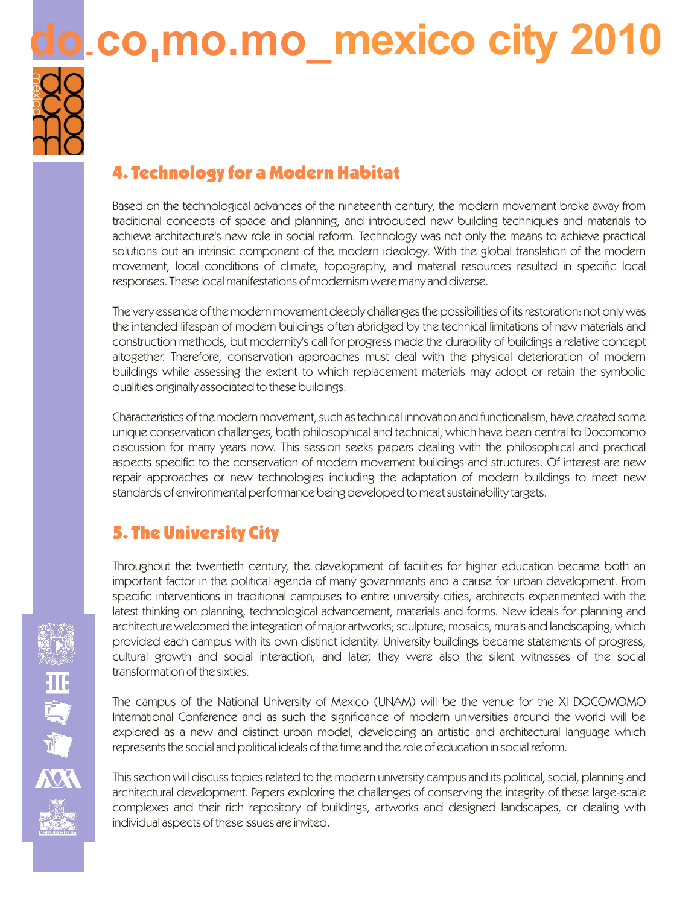## 4. Technology for a Modern Habitat

Based on the technological advances of the nineteenth century, the modern movement broke away from traditional concepts of space and planning, and introduced new building techniques and materials to achieve architecture's new role in social reform. Technology was not only the means to achieve practical solutions but an intrinsic component of the modern ideology. With the global translation of the modern movement, local conditions of climate, topography, and material resources resulted in specific local responses. These local manifestations of modernism were many and diverse.

The very essence of the modern movement deeply challenges the possibilities of its restoration: not only was the intended lifespan of modern buildings often abridged by the technical limitations of new materials and construction methods, but modernity's call for progress made the durability of buildings a relative concept altogether. Therefore, conservation approaches must deal with the physical deterioration of modern buildings while assessing the extent to which replacement materials may adopt or retain the symbolic qualities originally associated to these buildings.

Characteristics of the modern movement, such as technical innovation and functionalism, have created some unique conservation challenges, both philosophical and technical, which have been central to Docomomo discussion for many years now. This session seeks papers dealing with the philosophical and practical aspects specific to the conservation of modern movement buildings and structures. Of interest are new repair approaches or new technologies including the adaptation of modern buildings to meet new standards of environmental performance being developed to meet sustainability targets.

## 5. The University City

Throughout the twentieth century, the development of facilities for higher education became both an important factor in the political agenda of many governments and a cause for urban development. From specific interventions in traditional campuses to entire university cities, architects experimented with the latest thinking on planning, technological advancement, materials and forms. New ideals for planning and architecture welcomed the integration of major artworks; sculpture, mosaics, murals and landscaping, which provided each campus with its own distinct identity. University buildings became statements of progress, cultural growth and social interaction, and later, they were also the silent witnesses of the social transformation of the sixties.

The campus of the National University of Mexico (UNAM) will be the venue for the XI DOCOMOMO International Conference and as such the significance of modern universities around the world will be explored as a new and distinct urban model, developing an artistic and architectural language which represents the social and political ideals of the time and the role of education in social reform.

This section will discuss topics related to the modern university campus and its political, social, planning and architectural development. Papers exploring the challenges of conserving the integrity of these large-scale complexes and their rich repository of buildings, artworks and designed landscapes, or dealing with individual aspects of these issues are invited.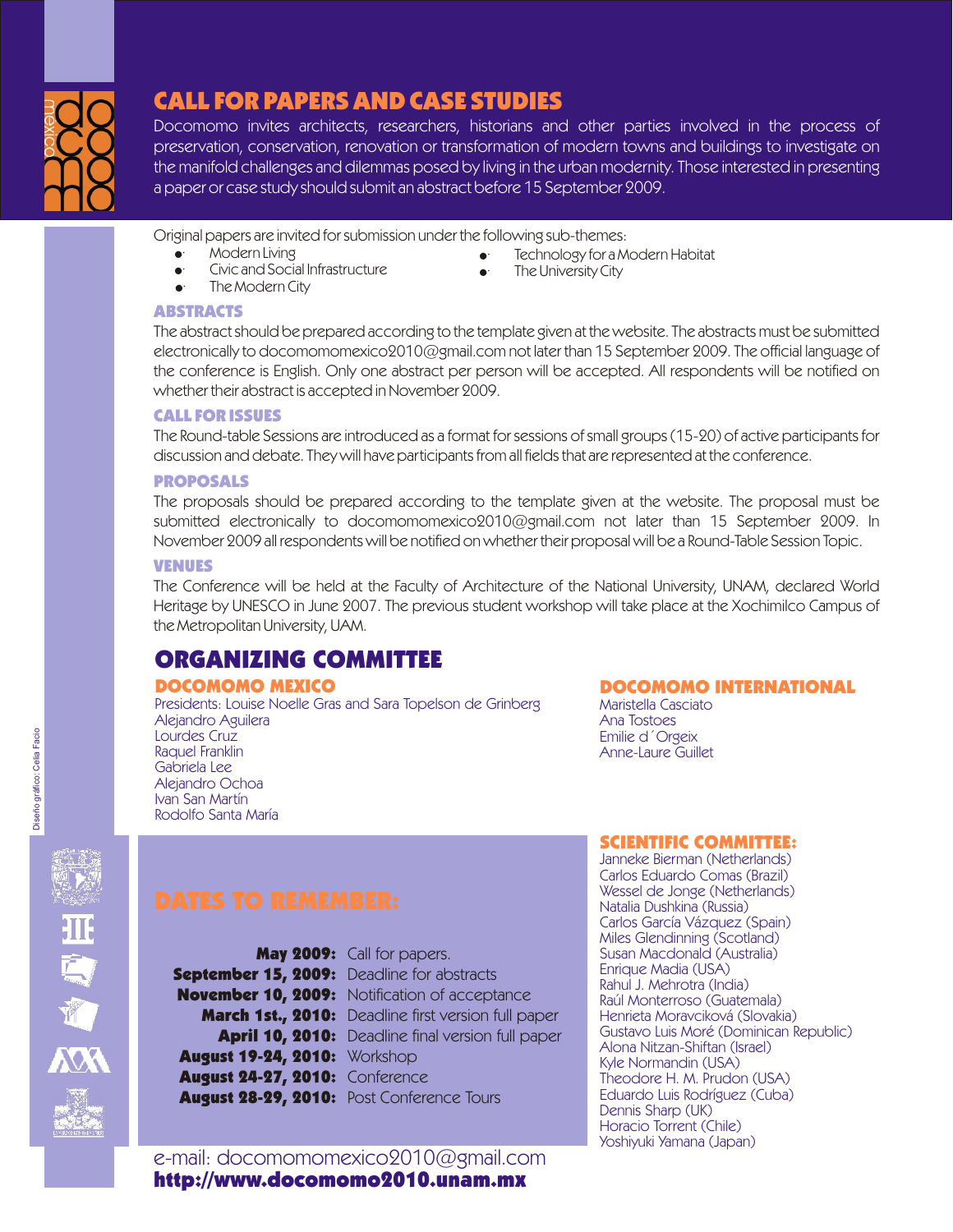# CALL FOR PAPERS AND CASE STUDIES

Docomomo invites architects, researchers, historians and other parties involved in the process of preservation, conservation, renovation or transformation of modern towns and buildings to investigate on the manifold challenges and dilemmas posed by living in the urban modernity. Those interested in presenting a paper or case study should submit an abstract before 15 September 2009.

Original papers are invited for submission under the following sub-themes:

- Modern Living
- Civic and Social Infrastructure
- The Modern City
- Technology for a Modern Habitat
- The University City

## ABSTRACTS

The abstract should be prepared according to the template given at the website. The abstracts must be submitted electronically to docomomomexico2010@gmail.com not later than 15 September 2009. The official language of the conference is English. Only one abstract per person will be accepted. All respondents will be notified on whether their abstract is accepted in November 2009.

## CALL FOR ISSUES

The Round-table Sessions are introduced as a format for sessions of small groups (15-20) of active participants for discussion and debate. They will have participants from all fields that are represented at the conference.

## PROPOSALS

The proposals should be prepared according to the template given at the website. The proposal must be submitted electronically to docomomomexico2010@gmail.com not later than 15 September 2009. In November 2009 all respondents will be notified on whether their proposal will be a Round-Table Session Topic.

## VENUES

The Conference will be held at the Faculty of Architecture of the National University, UNAM, declared World Heritage by UNESCO in June 2007. The previous student workshop will take place at the Xochimilco Campus of the Metropolitan University, UAM.

# ORGANIZING COMMITTEE

## DOCOMOMO MEXICO

Presidents: Louise Noelle Gras and Sara Topelson de Grinberg
Alejandro Aguilera
Lourdes Cruz
Raquel Franklin
Gabriela Lee
Alejandro Ochoa
Ivan San Martín
Rodolfo Santa María

## DOCOMOMO INTERNATIONAL

Maristella Casciato
Ana Tostoes
Emilie d´Orgeix
Anne-Laure Guillet

## SCIENTIFIC COMMITTEE:

Janneke Bierman (Netherlands)
Carlos Eduardo Comas (Brazil)
Wessel de Jonge (Netherlands)
Natalia Dushkina (Russia)
Carlos García Vázquez (Spain)
Miles Glendinning (Scotland)
Susan Macdonald (Australia)
Enrique Madia (USA)
Rahul J. Mehrotra (India)
Raúl Monterroso (Guatemala)
Henrieta Moravciková (Slovakia)
Gustavo Luis Moré (Dominican Republic)
Alona Nitzan-Shiftan (Israel)
Kyle Normandin (USA)
Theodore H. M. Prudon (USA)
Eduardo Luis Rodríguez (Cuba)
Dennis Sharp (UK)
Horacio Torrent (Chile)
Yoshiyuki Yamana (Japan)

## DATES TO REMEMBER:

| | |
|---|---|
| **May 2009:** | Call for papers. |
| **September 15, 2009:** | Deadline for abstracts |
| **November 10, 2009:** | Notification of acceptance |
| **March 1st., 2010:** | Deadline first version full paper |
| **April 10, 2010:** | Deadline final version full paper |
| **August 19-24, 2010:** | Workshop |
| **August 24-27, 2010:** | Conference |
| **August 28-29, 2010:** | Post Conference Tours |

e-mail: docomomomexico2010@gmail.com
**http://www.docomomo2010.unam.mx**

Diseño gráfico: Celia Facio